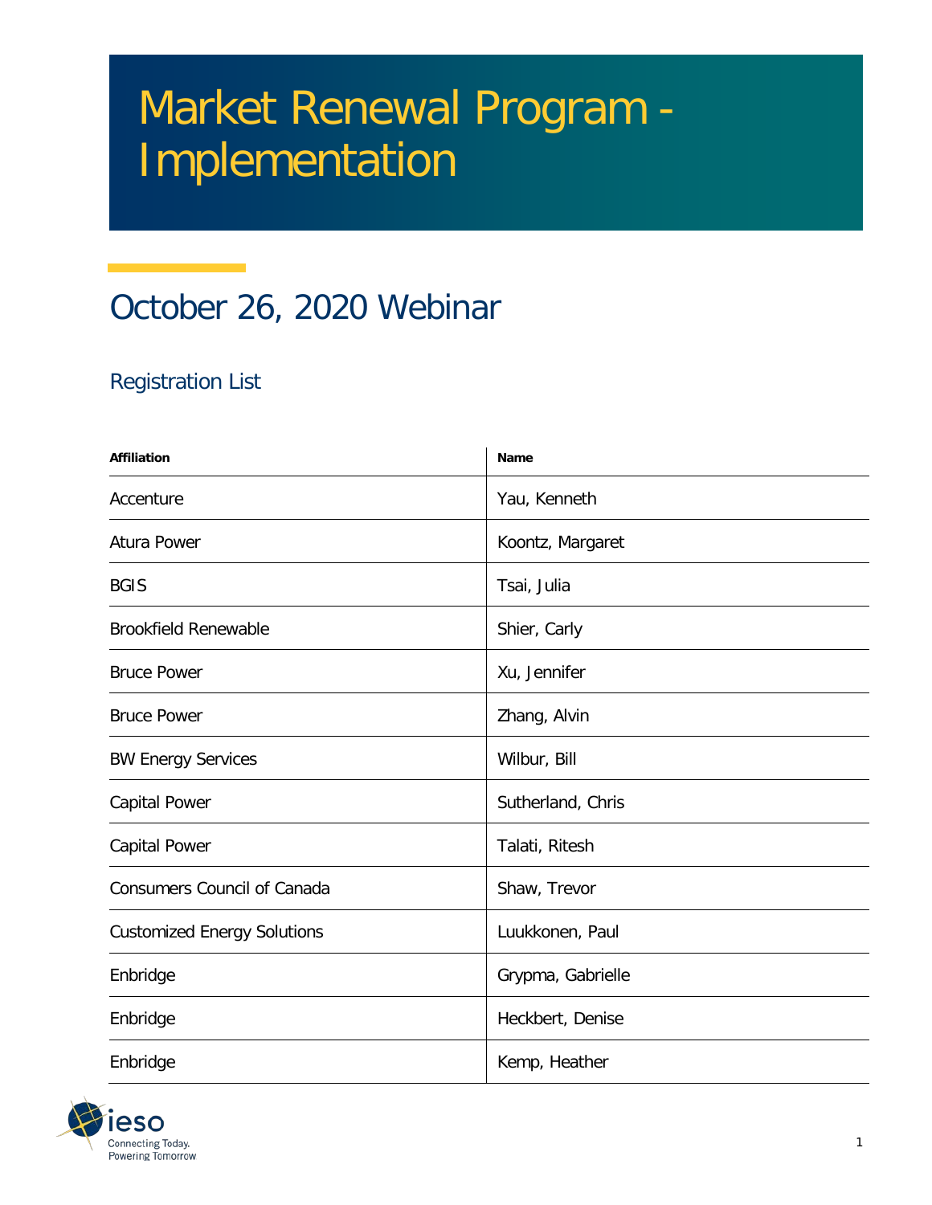# Market Renewal Program - Implementation

## October 26, 2020 Webinar

### Registration List

| **Affiliation** | **Name** |
| --- | --- |
| Accenture | Yau, Kenneth |
| Atura Power | Koontz, Margaret |
| BGIS | Tsai, Julia |
| Brookfield Renewable | Shier, Carly |
| Bruce Power | Xu, Jennifer |
| Bruce Power | Zhang, Alvin |
| BW Energy Services | Wilbur, Bill |
| Capital Power | Sutherland, Chris |
| Capital Power | Talati, Ritesh |
| Consumers Council of Canada | Shaw, Trevor |
| Customized Energy Solutions | Luukkonen, Paul |
| Enbridge | Grypma, Gabrielle |
| Enbridge | Heckbert, Denise |
| Enbridge | Kemp, Heather |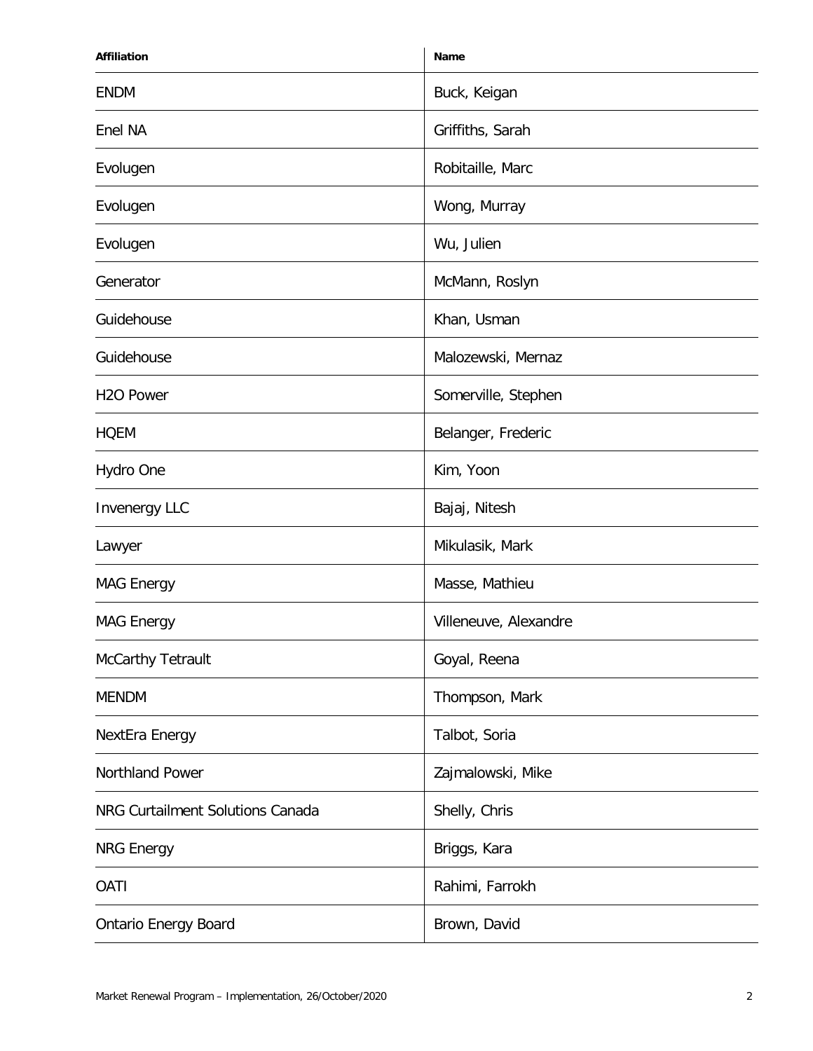| Affiliation | Name |
|---|---|
| ENDM | Buck, Keigan |
| Enel NA | Griffiths, Sarah |
| Evolugen | Robitaille, Marc |
| Evolugen | Wong, Murray |
| Evolugen | Wu, Julien |
| Generator | McMann, Roslyn |
| Guidehouse | Khan, Usman |
| Guidehouse | Malozewski, Mernaz |
| H2O Power | Somerville, Stephen |
| HQEM | Belanger, Frederic |
| Hydro One | Kim, Yoon |
| Invenergy LLC | Bajaj, Nitesh |
| Lawyer | Mikulasik, Mark |
| MAG Energy | Masse, Mathieu |
| MAG Energy | Villeneuve, Alexandre |
| McCarthy Tetrault | Goyal, Reena |
| MENDM | Thompson, Mark |
| NextEra Energy | Talbot, Soria |
| Northland Power | Zajmalowski, Mike |
| NRG Curtailment Solutions Canada | Shelly, Chris |
| NRG Energy | Briggs, Kara |
| OATI | Rahimi, Farrokh |
| Ontario Energy Board | Brown, David |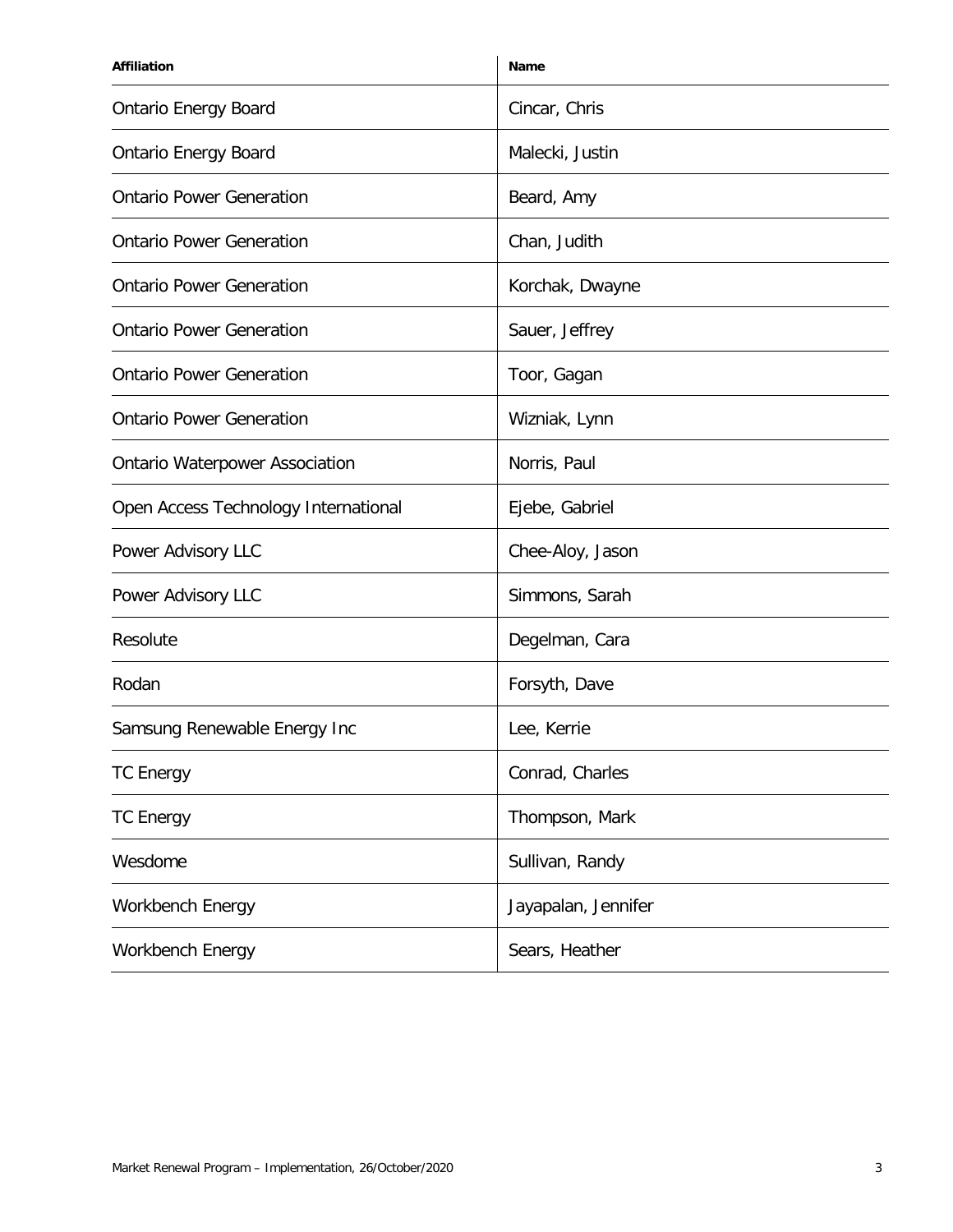| Affiliation | Name |
| --- | --- |
| Ontario Energy Board | Cincar, Chris |
| Ontario Energy Board | Malecki, Justin |
| Ontario Power Generation | Beard, Amy |
| Ontario Power Generation | Chan, Judith |
| Ontario Power Generation | Korchak, Dwayne |
| Ontario Power Generation | Sauer, Jeffrey |
| Ontario Power Generation | Toor, Gagan |
| Ontario Power Generation | Wizniak, Lynn |
| Ontario Waterpower Association | Norris, Paul |
| Open Access Technology International | Ejebe, Gabriel |
| Power Advisory LLC | Chee-Aloy, Jason |
| Power Advisory LLC | Simmons, Sarah |
| Resolute | Degelman, Cara |
| Rodan | Forsyth, Dave |
| Samsung Renewable Energy Inc | Lee, Kerrie |
| TC Energy | Conrad, Charles |
| TC Energy | Thompson, Mark |
| Wesdome | Sullivan, Randy |
| Workbench Energy | Jayapalan, Jennifer |
| Workbench Energy | Sears, Heather |